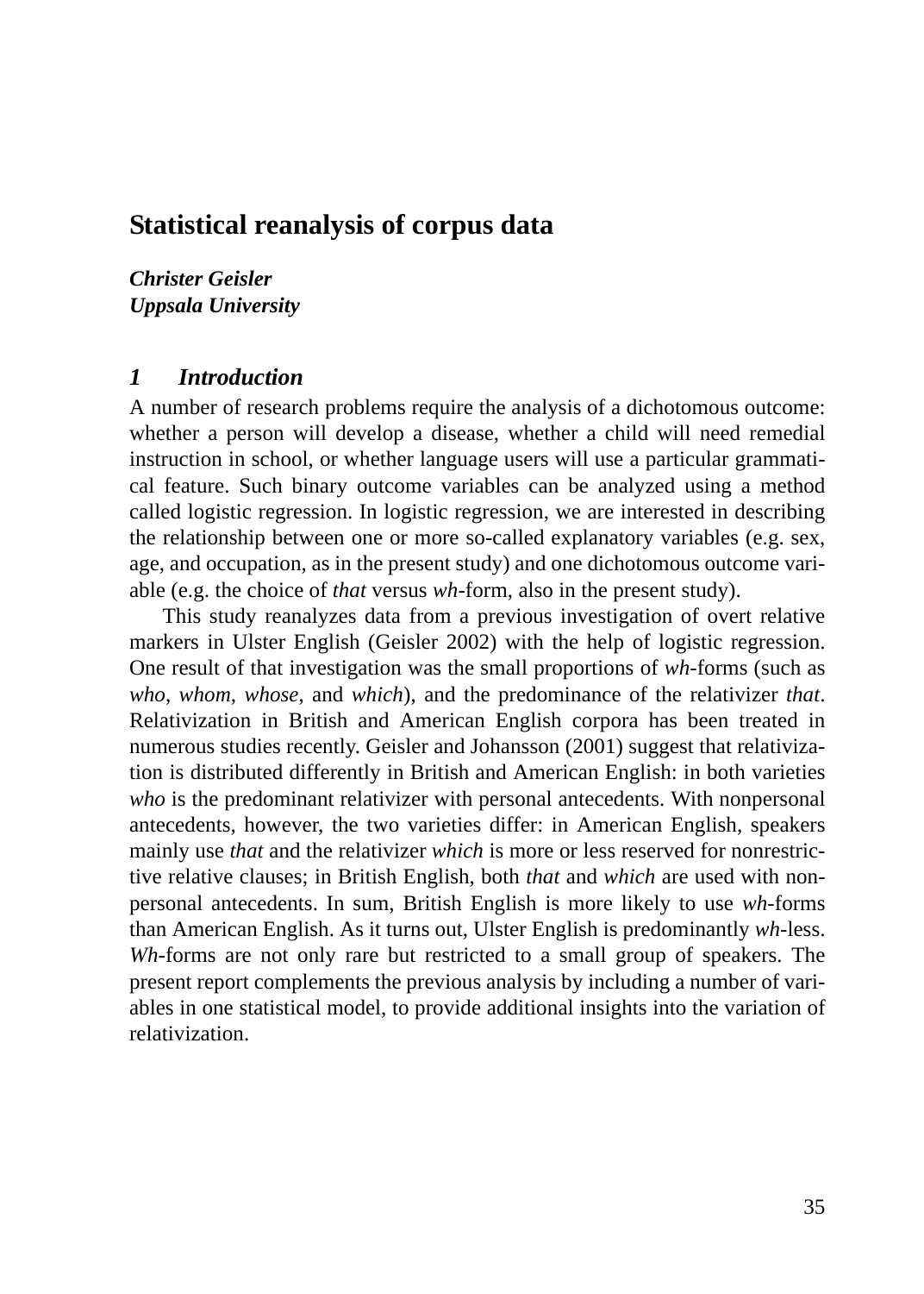# Statistical reanalysis of corpus data

***Christer Geisler***
***Uppsala University***

## *1 Introduction*

A number of research problems require the analysis of a dichotomous outcome: whether a person will develop a disease, whether a child will need remedial instruction in school, or whether language users will use a particular grammatical feature. Such binary outcome variables can be analyzed using a method called logistic regression. In logistic regression, we are interested in describing the relationship between one or more so-called explanatory variables (e.g. sex, age, and occupation, as in the present study) and one dichotomous outcome variable (e.g. the choice of *that* versus *wh*-form, also in the present study).

This study reanalyzes data from a previous investigation of overt relative markers in Ulster English (Geisler 2002) with the help of logistic regression. One result of that investigation was the small proportions of *wh*-forms (such as *who*, *whom*, *whose*, and *which*), and the predominance of the relativizer *that*. Relativization in British and American English corpora has been treated in numerous studies recently. Geisler and Johansson (2001) suggest that relativization is distributed differently in British and American English: in both varieties *who* is the predominant relativizer with personal antecedents. With nonpersonal antecedents, however, the two varieties differ: in American English, speakers mainly use *that* and the relativizer *which* is more or less reserved for nonrestrictive relative clauses; in British English, both *that* and *which* are used with nonpersonal antecedents. In sum, British English is more likely to use *wh*-forms than American English. As it turns out, Ulster English is predominantly *wh*-less. *Wh*-forms are not only rare but restricted to a small group of speakers. The present report complements the previous analysis by including a number of variables in one statistical model, to provide additional insights into the variation of relativization.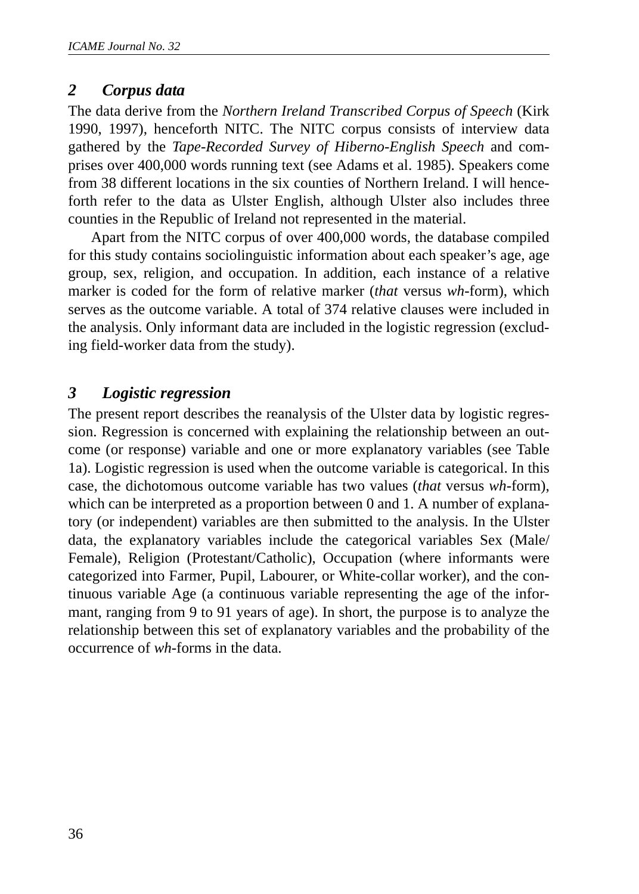## 2 Corpus data

The data derive from the *Northern Ireland Transcribed Corpus of Speech* (Kirk 1990, 1997), henceforth NITC. The NITC corpus consists of interview data gathered by the *Tape-Recorded Survey of Hiberno-English Speech* and comprises over 400,000 words running text (see Adams et al. 1985). Speakers come from 38 different locations in the six counties of Northern Ireland. I will henceforth refer to the data as Ulster English, although Ulster also includes three counties in the Republic of Ireland not represented in the material.

Apart from the NITC corpus of over 400,000 words, the database compiled for this study contains sociolinguistic information about each speaker's age, age group, sex, religion, and occupation. In addition, each instance of a relative marker is coded for the form of relative marker (*that* versus *wh*-form), which serves as the outcome variable. A total of 374 relative clauses were included in the analysis. Only informant data are included in the logistic regression (excluding field-worker data from the study).

## 3 Logistic regression

The present report describes the reanalysis of the Ulster data by logistic regression. Regression is concerned with explaining the relationship between an outcome (or response) variable and one or more explanatory variables (see Table 1a). Logistic regression is used when the outcome variable is categorical. In this case, the dichotomous outcome variable has two values (*that* versus *wh*-form), which can be interpreted as a proportion between 0 and 1. A number of explanatory (or independent) variables are then submitted to the analysis. In the Ulster data, the explanatory variables include the categorical variables Sex (Male/Female), Religion (Protestant/Catholic), Occupation (where informants were categorized into Farmer, Pupil, Labourer, or White-collar worker), and the continuous variable Age (a continuous variable representing the age of the informant, ranging from 9 to 91 years of age). In short, the purpose is to analyze the relationship between this set of explanatory variables and the probability of the occurrence of *wh*-forms in the data.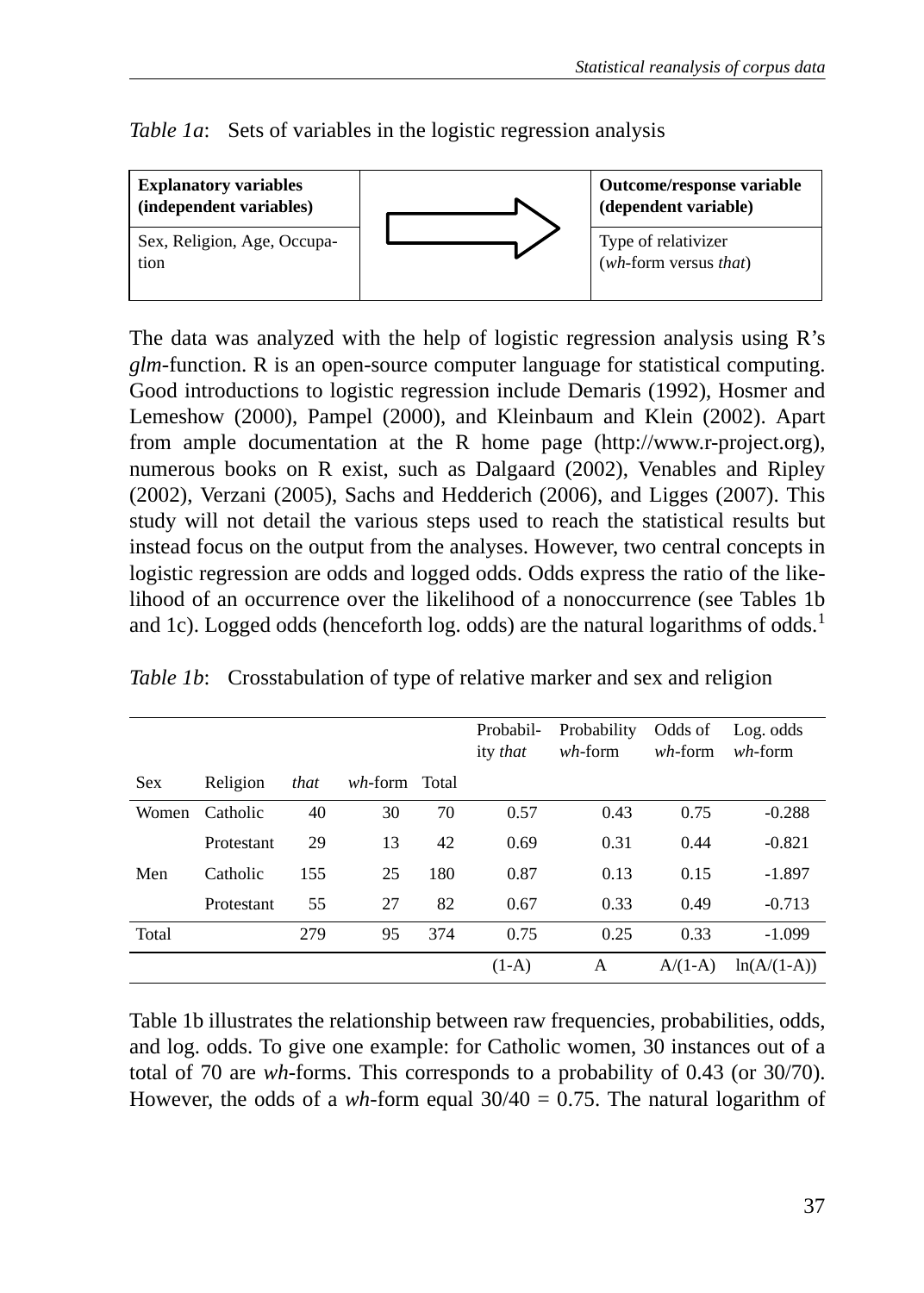*Table 1a*: Sets of variables in the logistic regression analysis

| **Explanatory variables (independent variables)** | | **Outcome/response variable (dependent variable)** |
|---|---|---|
| Sex, Religion, Age, Occupation | → | Type of relativizer (*wh*-form versus *that*) |

The data was analyzed with the help of logistic regression analysis using R's *glm*-function. R is an open-source computer language for statistical computing. Good introductions to logistic regression include Demaris (1992), Hosmer and Lemeshow (2000), Pampel (2000), and Kleinbaum and Klein (2002). Apart from ample documentation at the R home page (http://www.r-project.org), numerous books on R exist, such as Dalgaard (2002), Venables and Ripley (2002), Verzani (2005), Sachs and Hedderich (2006), and Ligges (2007). This study will not detail the various steps used to reach the statistical results but instead focus on the output from the analyses. However, two central concepts in logistic regression are odds and logged odds. Odds express the ratio of the likelihood of an occurrence over the likelihood of a nonoccurrence (see Tables 1b and 1c). Logged odds (henceforth log. odds) are the natural logarithms of odds.[1]

*Table 1b*: Crosstabulation of type of relative marker and sex and religion

| Sex | Religion | *that* | *wh*-form | Total | Probability *that* | Probability *wh*-form | Odds of *wh*-form | Log. odds *wh*-form |
|---|---|---|---|---|---|---|---|---|
| Women | Catholic | 40 | 30 | 70 | 0.57 | 0.43 | 0.75 | -0.288 |
| | Protestant | 29 | 13 | 42 | 0.69 | 0.31 | 0.44 | -0.821 |
| Men | Catholic | 155 | 25 | 180 | 0.87 | 0.13 | 0.15 | -1.897 |
| | Protestant | 55 | 27 | 82 | 0.67 | 0.33 | 0.49 | -0.713 |
| Total | | 279 | 95 | 374 | 0.75 | 0.25 | 0.33 | -1.099 |
| | | | | | (1-A) | A | A/(1-A) | ln(A/(1-A)) |

Table 1b illustrates the relationship between raw frequencies, probabilities, odds, and log. odds. To give one example: for Catholic women, 30 instances out of a total of 70 are *wh*-forms. This corresponds to a probability of 0.43 (or 30/70). However, the odds of a *wh*-form equal 30/40 = 0.75. The natural logarithm of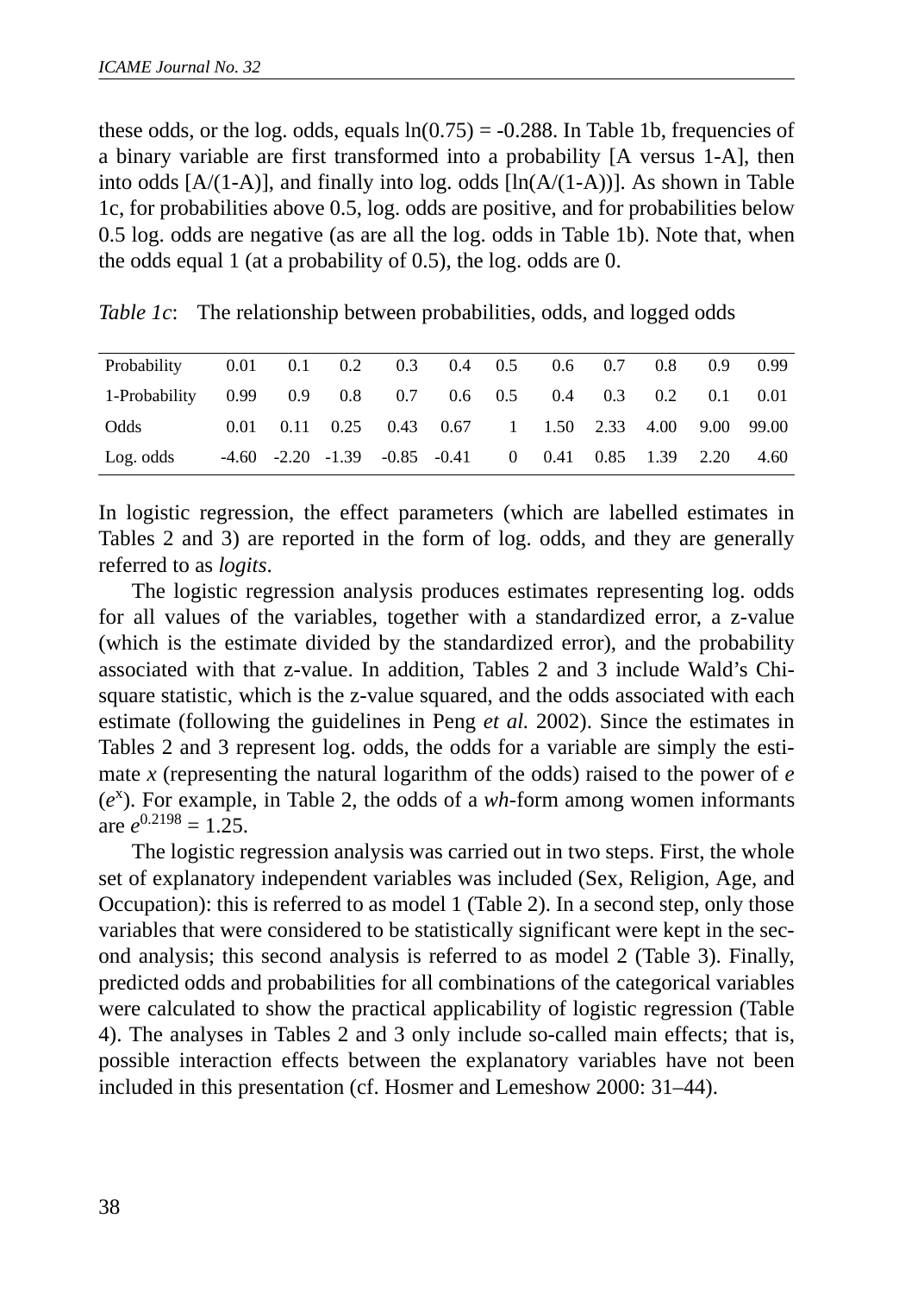these odds, or the log. odds, equals ln(0.75) = -0.288. In Table 1b, frequencies of a binary variable are first transformed into a probability [A versus 1-A], then into odds [A/(1-A)], and finally into log. odds [ln(A/(1-A))]. As shown in Table 1c, for probabilities above 0.5, log. odds are positive, and for probabilities below 0.5 log. odds are negative (as are all the log. odds in Table 1b). Note that, when the odds equal 1 (at a probability of 0.5), the log. odds are 0.

*Table 1c*: The relationship between probabilities, odds, and logged odds

| Probability | 0.01 | 0.1 | 0.2 | 0.3 | 0.4 | 0.5 | 0.6 | 0.7 | 0.8 | 0.9 | 0.99 |
|---|---|---|---|---|---|---|---|---|---|---|---|
| 1-Probability | 0.99 | 0.9 | 0.8 | 0.7 | 0.6 | 0.5 | 0.4 | 0.3 | 0.2 | 0.1 | 0.01 |
| Odds | 0.01 | 0.11 | 0.25 | 0.43 | 0.67 | 1 | 1.50 | 2.33 | 4.00 | 9.00 | 99.00 |
| Log. odds | -4.60 | -2.20 | -1.39 | -0.85 | -0.41 | 0 | 0.41 | 0.85 | 1.39 | 2.20 | 4.60 |

In logistic regression, the effect parameters (which are labelled estimates in Tables 2 and 3) are reported in the form of log. odds, and they are generally referred to as *logits*.

The logistic regression analysis produces estimates representing log. odds for all values of the variables, together with a standardized error, a z-value (which is the estimate divided by the standardized error), and the probability associated with that z-value. In addition, Tables 2 and 3 include Wald's Chi-square statistic, which is the z-value squared, and the odds associated with each estimate (following the guidelines in Peng *et al.* 2002). Since the estimates in Tables 2 and 3 represent log. odds, the odds for a variable are simply the estimate *x* (representing the natural logarithm of the odds) raised to the power of *e* ($e^x$). For example, in Table 2, the odds of a *wh*-form among women informants are $e^{0.2198} = 1.25$.

The logistic regression analysis was carried out in two steps. First, the whole set of explanatory independent variables was included (Sex, Religion, Age, and Occupation): this is referred to as model 1 (Table 2). In a second step, only those variables that were considered to be statistically significant were kept in the second analysis; this second analysis is referred to as model 2 (Table 3). Finally, predicted odds and probabilities for all combinations of the categorical variables were calculated to show the practical applicability of logistic regression (Table 4). The analyses in Tables 2 and 3 only include so-called main effects; that is, possible interaction effects between the explanatory variables have not been included in this presentation (cf. Hosmer and Lemeshow 2000: 31–44).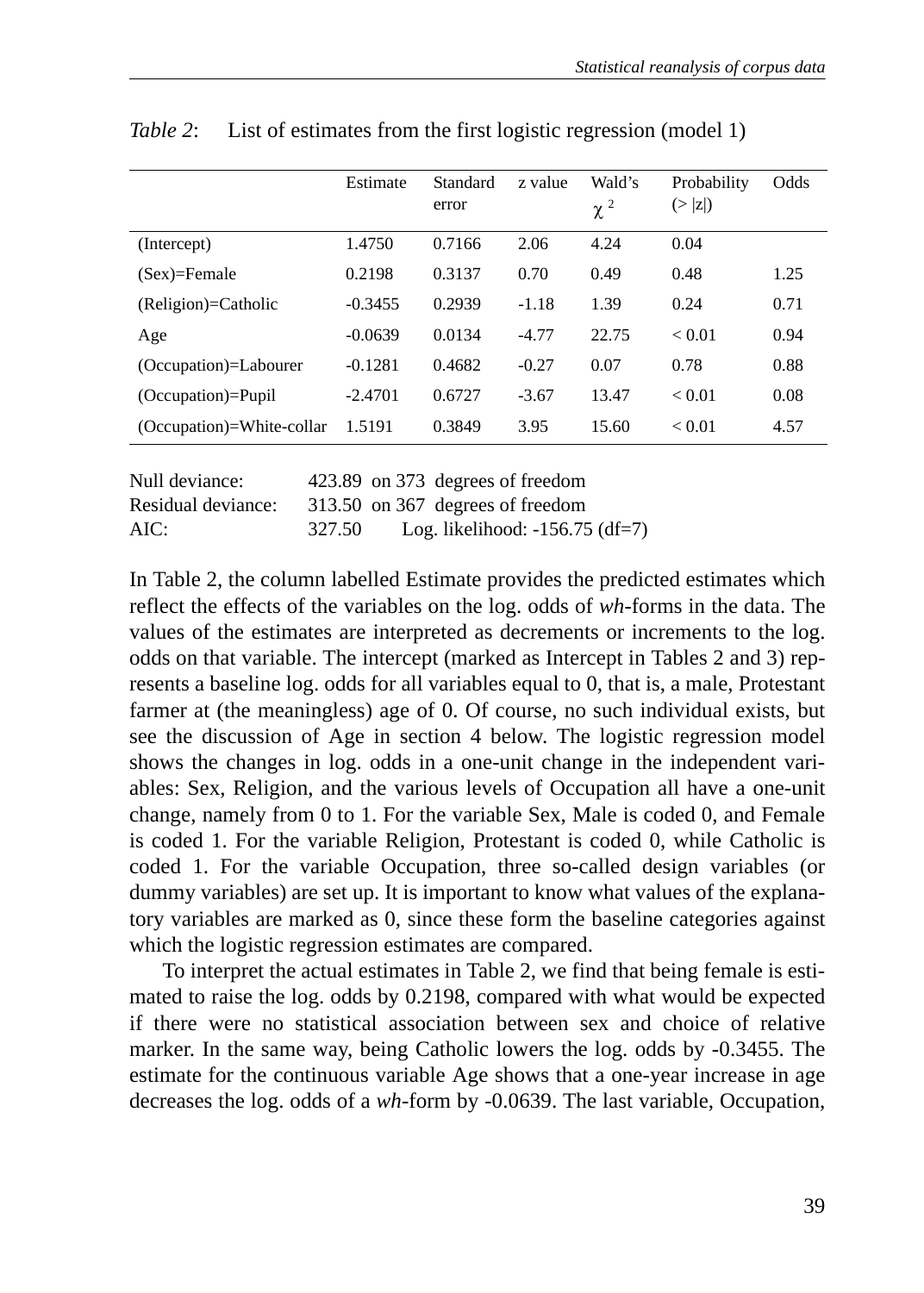*Table 2*: List of estimates from the first logistic regression (model 1)

| | Estimate | Standard error | z value | Wald's $\chi^2$ | Probability (> \|z\|) | Odds |
|---|---|---|---|---|---|---|
| (Intercept) | 1.4750 | 0.7166 | 2.06 | 4.24 | 0.04 | |
| (Sex)=Female | 0.2198 | 0.3137 | 0.70 | 0.49 | 0.48 | 1.25 |
| (Religion)=Catholic | -0.3455 | 0.2939 | -1.18 | 1.39 | 0.24 | 0.71 |
| Age | -0.0639 | 0.0134 | -4.77 | 22.75 | < 0.01 | 0.94 |
| (Occupation)=Labourer | -0.1281 | 0.4682 | -0.27 | 0.07 | 0.78 | 0.88 |
| (Occupation)=Pupil | -2.4701 | 0.6727 | -3.67 | 13.47 | < 0.01 | 0.08 |
| (Occupation)=White-collar | 1.5191 | 0.3849 | 3.95 | 15.60 | < 0.01 | 4.57 |

Null deviance: 423.89 on 373 degrees of freedom
Residual deviance: 313.50 on 367 degrees of freedom
AIC: 327.50 Log. likelihood: -156.75 (df=7)

In Table 2, the column labelled Estimate provides the predicted estimates which reflect the effects of the variables on the log. odds of *wh*-forms in the data. The values of the estimates are interpreted as decrements or increments to the log. odds on that variable. The intercept (marked as Intercept in Tables 2 and 3) represents a baseline log. odds for all variables equal to 0, that is, a male, Protestant farmer at (the meaningless) age of 0. Of course, no such individual exists, but see the discussion of Age in section 4 below. The logistic regression model shows the changes in log. odds in a one-unit change in the independent variables: Sex, Religion, and the various levels of Occupation all have a one-unit change, namely from 0 to 1. For the variable Sex, Male is coded 0, and Female is coded 1. For the variable Religion, Protestant is coded 0, while Catholic is coded 1. For the variable Occupation, three so-called design variables (or dummy variables) are set up. It is important to know what values of the explanatory variables are marked as 0, since these form the baseline categories against which the logistic regression estimates are compared.

To interpret the actual estimates in Table 2, we find that being female is estimated to raise the log. odds by 0.2198, compared with what would be expected if there were no statistical association between sex and choice of relative marker. In the same way, being Catholic lowers the log. odds by -0.3455. The estimate for the continuous variable Age shows that a one-year increase in age decreases the log. odds of a *wh*-form by -0.0639. The last variable, Occupation,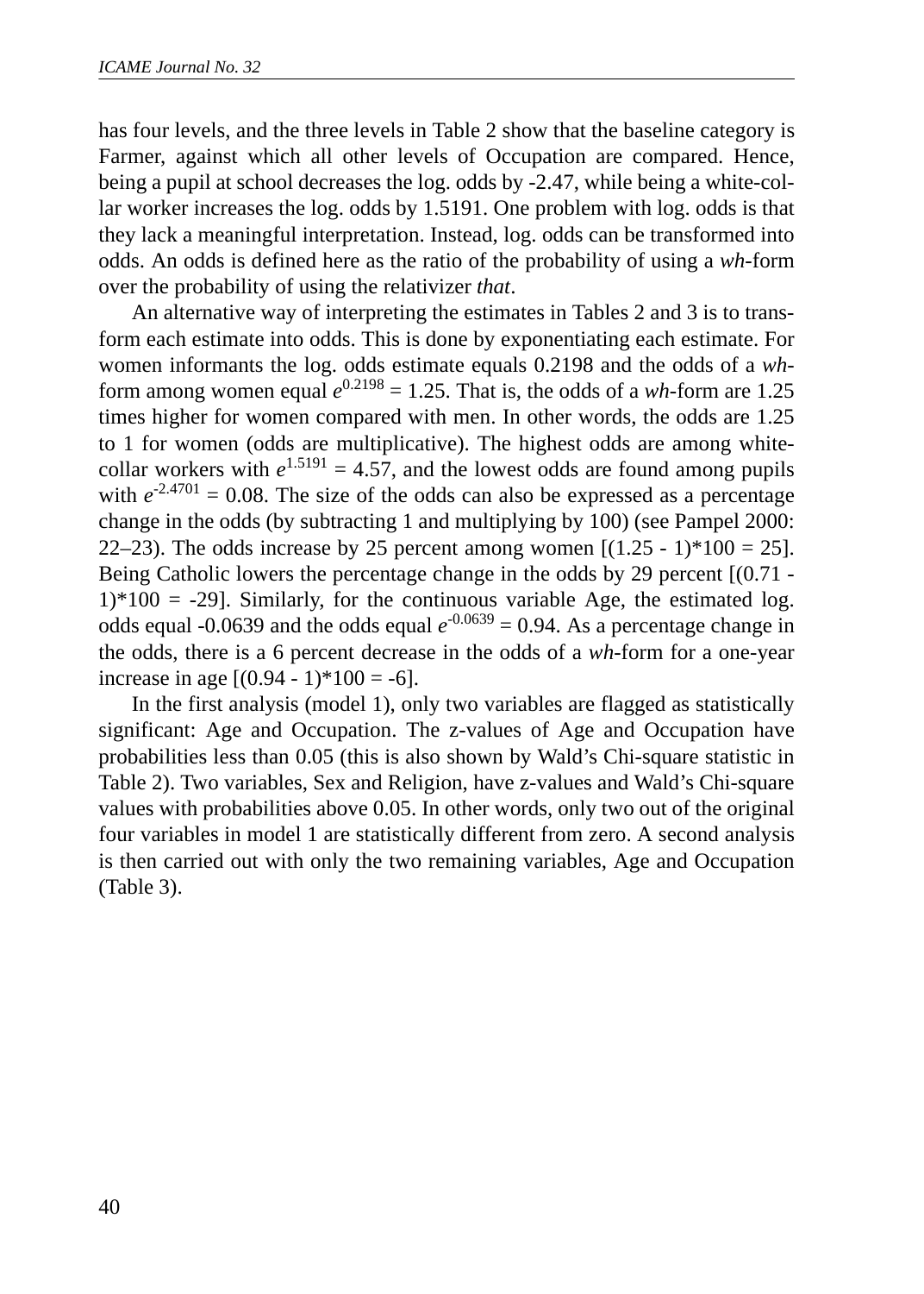has four levels, and the three levels in Table 2 show that the baseline category is Farmer, against which all other levels of Occupation are compared. Hence, being a pupil at school decreases the log. odds by -2.47, while being a white-collar worker increases the log. odds by 1.5191. One problem with log. odds is that they lack a meaningful interpretation. Instead, log. odds can be transformed into odds. An odds is defined here as the ratio of the probability of using a *wh*-form over the probability of using the relativizer *that*.

An alternative way of interpreting the estimates in Tables 2 and 3 is to transform each estimate into odds. This is done by exponentiating each estimate. For women informants the log. odds estimate equals 0.2198 and the odds of a *wh*-form among women equal $e^{0.2198} = 1.25$. That is, the odds of a *wh*-form are 1.25 times higher for women compared with men. In other words, the odds are 1.25 to 1 for women (odds are multiplicative). The highest odds are among white-collar workers with $e^{1.5191} = 4.57$, and the lowest odds are found among pupils with $e^{-2.4701} = 0.08$. The size of the odds can also be expressed as a percentage change in the odds (by subtracting 1 and multiplying by 100) (see Pampel 2000: 22–23). The odds increase by 25 percent among women [(1.25 - 1)*100 = 25]. Being Catholic lowers the percentage change in the odds by 29 percent [(0.71 - 1)*100 = -29]. Similarly, for the continuous variable Age, the estimated log. odds equal -0.0639 and the odds equal $e^{-0.0639} = 0.94$. As a percentage change in the odds, there is a 6 percent decrease in the odds of a *wh*-form for a one-year increase in age [(0.94 - 1)*100 = -6].

In the first analysis (model 1), only two variables are flagged as statistically significant: Age and Occupation. The z-values of Age and Occupation have probabilities less than 0.05 (this is also shown by Wald's Chi-square statistic in Table 2). Two variables, Sex and Religion, have z-values and Wald's Chi-square values with probabilities above 0.05. In other words, only two out of the original four variables in model 1 are statistically different from zero. A second analysis is then carried out with only the two remaining variables, Age and Occupation (Table 3).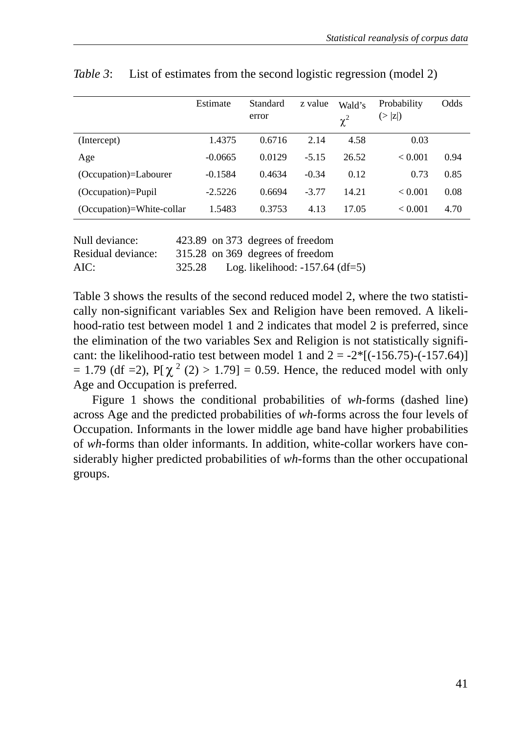*Table 3*: List of estimates from the second logistic regression (model 2)

| | Estimate | Standard error | z value | Wald's $\chi^2$ | Probability (> \|z\|) | Odds |
|---|---|---|---|---|---|---|
| (Intercept) | 1.4375 | 0.6716 | 2.14 | 4.58 | 0.03 | |
| Age | -0.0665 | 0.0129 | -5.15 | 26.52 | < 0.001 | 0.94 |
| (Occupation)=Labourer | -0.1584 | 0.4634 | -0.34 | 0.12 | 0.73 | 0.85 |
| (Occupation)=Pupil | -2.5226 | 0.6694 | -3.77 | 14.21 | < 0.001 | 0.08 |
| (Occupation)=White-collar | 1.5483 | 0.3753 | 4.13 | 17.05 | < 0.001 | 4.70 |

Null deviance: 423.89 on 373 degrees of freedom
Residual deviance: 315.28 on 369 degrees of freedom
AIC: 325.28 Log. likelihood: -157.64 (df=5)

Table 3 shows the results of the second reduced model 2, where the two statistically non-significant variables Sex and Religion have been removed. A likelihood-ratio test between model 1 and 2 indicates that model 2 is preferred, since the elimination of the two variables Sex and Religion is not statistically significant: the likelihood-ratio test between model 1 and 2 = -2*[(-156.75)-(-157.64)] = 1.79 (df =2), $P[\chi^2(2) > 1.79] = 0.59$. Hence, the reduced model with only Age and Occupation is preferred.

Figure 1 shows the conditional probabilities of *wh*-forms (dashed line) across Age and the predicted probabilities of *wh*-forms across the four levels of Occupation. Informants in the lower middle age band have higher probabilities of *wh*-forms than older informants. In addition, white-collar workers have considerably higher predicted probabilities of *wh*-forms than the other occupational groups.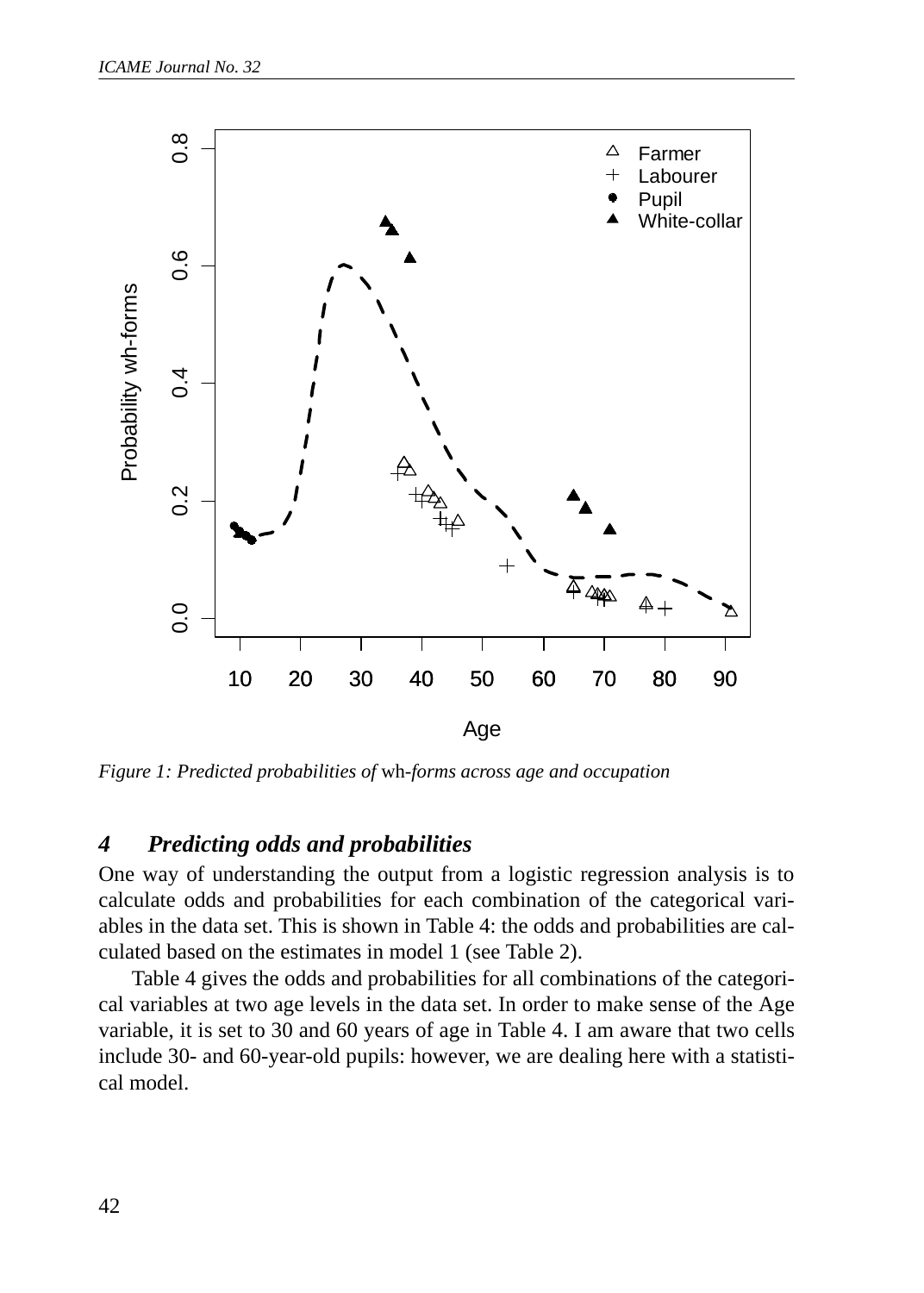*Figure 1: Predicted probabilities of* wh-*forms across age and occupation*

## *4 Predicting odds and probabilities*

One way of understanding the output from a logistic regression analysis is to calculate odds and probabilities for each combination of the categorical variables in the data set. This is shown in Table 4: the odds and probabilities are calculated based on the estimates in model 1 (see Table 2).

Table 4 gives the odds and probabilities for all combinations of the categorical variables at two age levels in the data set. In order to make sense of the Age variable, it is set to 30 and 60 years of age in Table 4. I am aware that two cells include 30- and 60-year-old pupils: however, we are dealing here with a statistical model.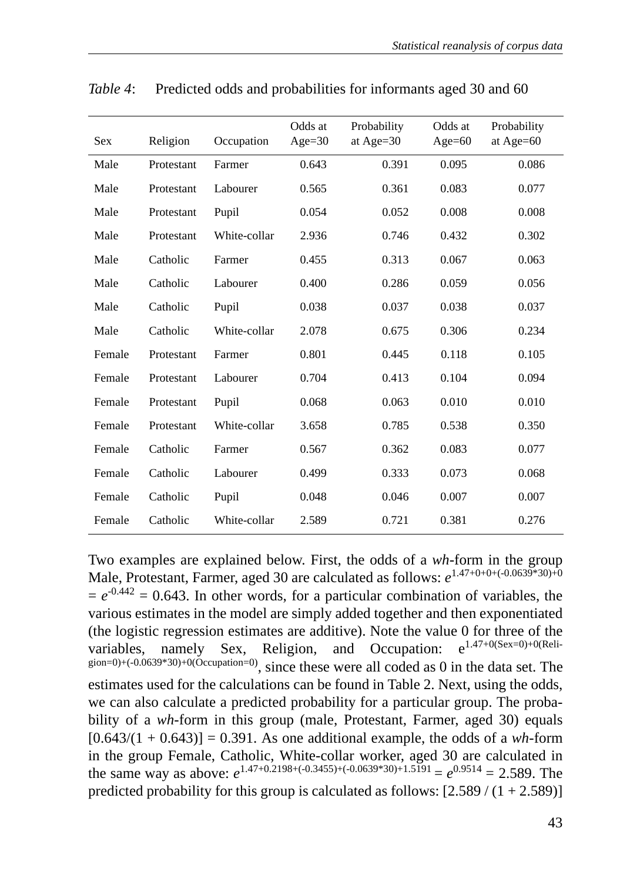*Table 4*: Predicted odds and probabilities for informants aged 30 and 60

| Sex | Religion | Occupation | Odds at Age=30 | Probability at Age=30 | Odds at Age=60 | Probability at Age=60 |
|---|---|---|---|---|---|---|
| Male | Protestant | Farmer | 0.643 | 0.391 | 0.095 | 0.086 |
| Male | Protestant | Labourer | 0.565 | 0.361 | 0.083 | 0.077 |
| Male | Protestant | Pupil | 0.054 | 0.052 | 0.008 | 0.008 |
| Male | Protestant | White-collar | 2.936 | 0.746 | 0.432 | 0.302 |
| Male | Catholic | Farmer | 0.455 | 0.313 | 0.067 | 0.063 |
| Male | Catholic | Labourer | 0.400 | 0.286 | 0.059 | 0.056 |
| Male | Catholic | Pupil | 0.038 | 0.037 | 0.038 | 0.037 |
| Male | Catholic | White-collar | 2.078 | 0.675 | 0.306 | 0.234 |
| Female | Protestant | Farmer | 0.801 | 0.445 | 0.118 | 0.105 |
| Female | Protestant | Labourer | 0.704 | 0.413 | 0.104 | 0.094 |
| Female | Protestant | Pupil | 0.068 | 0.063 | 0.010 | 0.010 |
| Female | Protestant | White-collar | 3.658 | 0.785 | 0.538 | 0.350 |
| Female | Catholic | Farmer | 0.567 | 0.362 | 0.083 | 0.077 |
| Female | Catholic | Labourer | 0.499 | 0.333 | 0.073 | 0.068 |
| Female | Catholic | Pupil | 0.048 | 0.046 | 0.007 | 0.007 |
| Female | Catholic | White-collar | 2.589 | 0.721 | 0.381 | 0.276 |

Two examples are explained below. First, the odds of a *wh*-form in the group Male, Protestant, Farmer, aged 30 are calculated as follows: $e^{1.47+0+0+(-0.0639*30)+0} = e^{-0.442} = 0.643$. In other words, for a particular combination of variables, the various estimates in the model are simply added together and then exponentiated (the logistic regression estimates are additive). Note the value 0 for three of the variables, namely Sex, Religion, and Occupation: $e^{1.47+0(\text{Sex}=0)+0(\text{Religion}=0)+(-0.0639*30)+0(\text{Occupation}=0)}$, since these were all coded as 0 in the data set. The estimates used for the calculations can be found in Table 2. Next, using the odds, we can also calculate a predicted probability for a particular group. The probability of a *wh*-form in this group (male, Protestant, Farmer, aged 30) equals $[0.643/(1 + 0.643)] = 0.391$. As one additional example, the odds of a *wh*-form in the group Female, Catholic, White-collar worker, aged 30 are calculated in the same way as above: $e^{1.47+0.2198+(-0.3455)+(-0.0639*30)+1.5191} = e^{0.9514} = 2.589$. The predicted probability for this group is calculated as follows: $[2.589 / (1 + 2.589)]$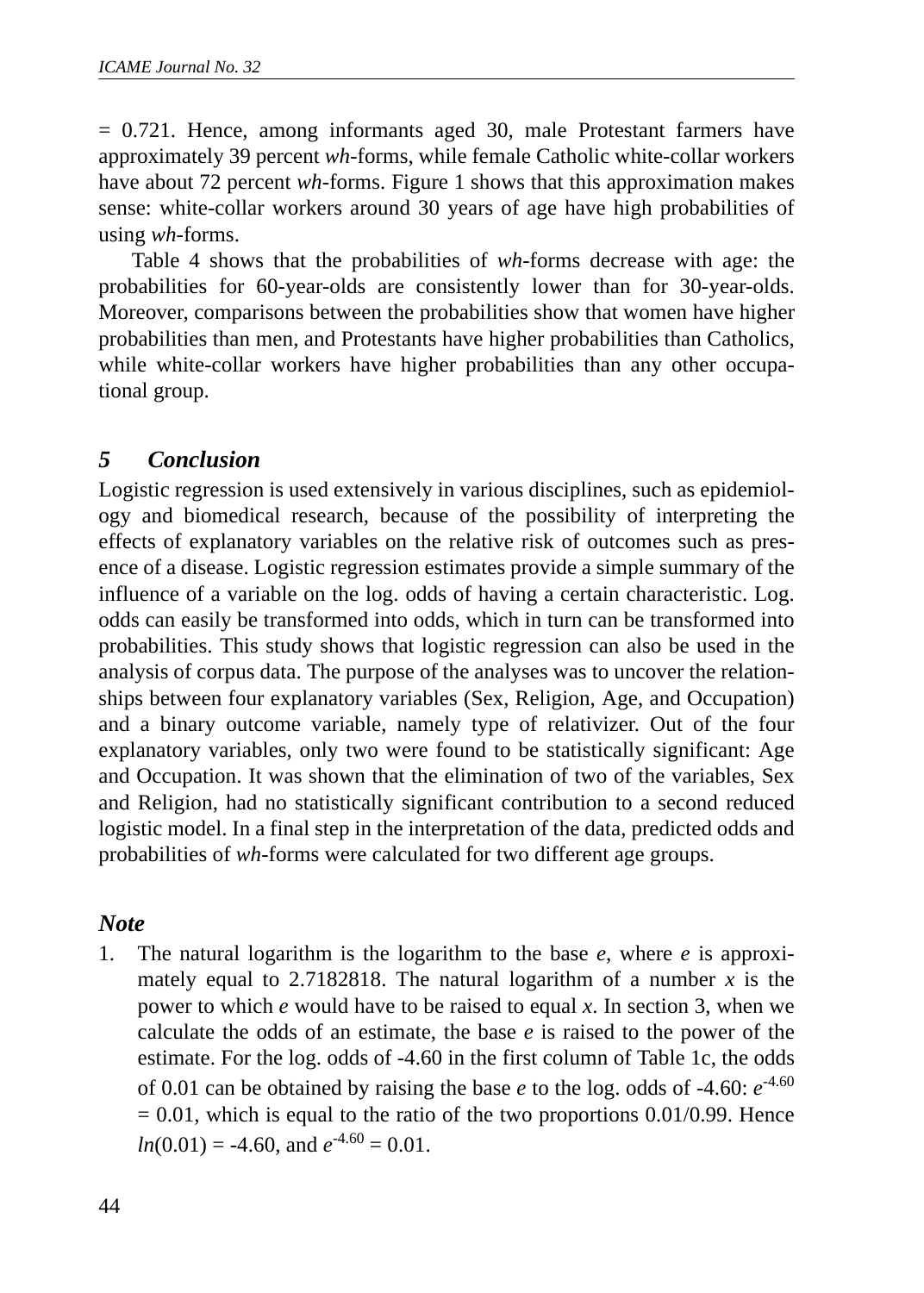= 0.721. Hence, among informants aged 30, male Protestant farmers have approximately 39 percent *wh*-forms, while female Catholic white-collar workers have about 72 percent *wh*-forms. Figure 1 shows that this approximation makes sense: white-collar workers around 30 years of age have high probabilities of using *wh*-forms.

Table 4 shows that the probabilities of *wh*-forms decrease with age: the probabilities for 60-year-olds are consistently lower than for 30-year-olds. Moreover, comparisons between the probabilities show that women have higher probabilities than men, and Protestants have higher probabilities than Catholics, while white-collar workers have higher probabilities than any other occupational group.

## 5 Conclusion

Logistic regression is used extensively in various disciplines, such as epidemiology and biomedical research, because of the possibility of interpreting the effects of explanatory variables on the relative risk of outcomes such as presence of a disease. Logistic regression estimates provide a simple summary of the influence of a variable on the log. odds of having a certain characteristic. Log. odds can easily be transformed into odds, which in turn can be transformed into probabilities. This study shows that logistic regression can also be used in the analysis of corpus data. The purpose of the analyses was to uncover the relationships between four explanatory variables (Sex, Religion, Age, and Occupation) and a binary outcome variable, namely type of relativizer. Out of the four explanatory variables, only two were found to be statistically significant: Age and Occupation. It was shown that the elimination of two of the variables, Sex and Religion, had no statistically significant contribution to a second reduced logistic model. In a final step in the interpretation of the data, predicted odds and probabilities of *wh*-forms were calculated for two different age groups.

### Note

1. The natural logarithm is the logarithm to the base $e$, where $e$ is approximately equal to 2.7182818. The natural logarithm of a number $x$ is the power to which $e$ would have to be raised to equal $x$. In section 3, when we calculate the odds of an estimate, the base $e$ is raised to the power of the estimate. For the log. odds of -4.60 in the first column of Table 1c, the odds of 0.01 can be obtained by raising the base $e$ to the log. odds of -4.60: $e^{-4.60} = 0.01$, which is equal to the ratio of the two proportions 0.01/0.99. Hence $ln(0.01) = -4.60$, and $e^{-4.60} = 0.01$.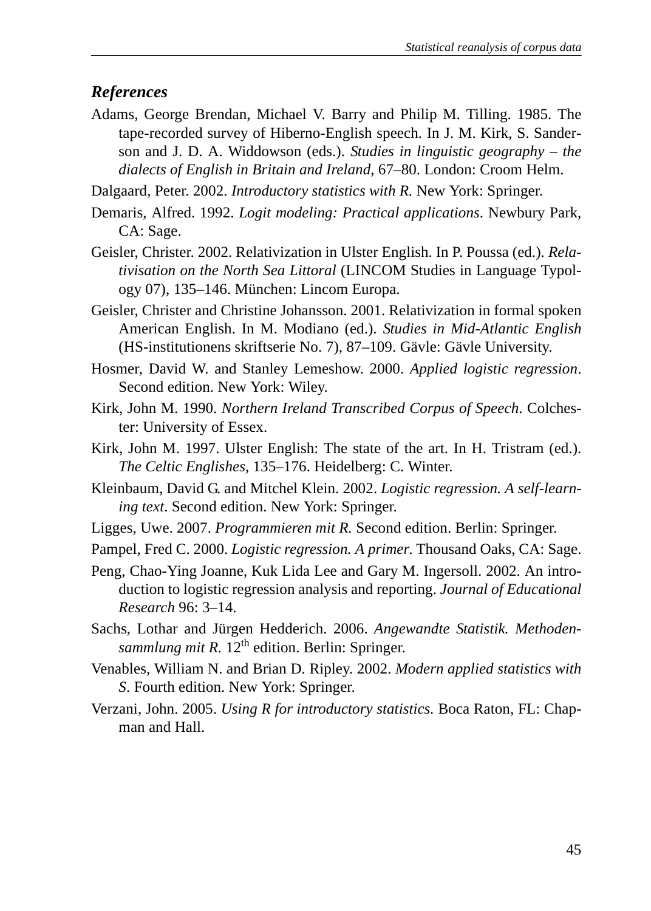### *References*

Adams, George Brendan, Michael V. Barry and Philip M. Tilling. 1985. The tape-recorded survey of Hiberno-English speech. In J. M. Kirk, S. Sanderson and J. D. A. Widdowson (eds.). *Studies in linguistic geography – the dialects of English in Britain and Ireland*, 67–80. London: Croom Helm.

Dalgaard, Peter. 2002. *Introductory statistics with R.* New York: Springer.

Demaris, Alfred. 1992. *Logit modeling: Practical applications*. Newbury Park, CA: Sage.

Geisler, Christer. 2002. Relativization in Ulster English. In P. Poussa (ed.). *Relativisation on the North Sea Littoral* (LINCOM Studies in Language Typology 07), 135–146. München: Lincom Europa.

Geisler, Christer and Christine Johansson. 2001. Relativization in formal spoken American English. In M. Modiano (ed.). *Studies in Mid-Atlantic English* (HS-institutionens skriftserie No. 7), 87–109. Gävle: Gävle University.

Hosmer, David W. and Stanley Lemeshow. 2000. *Applied logistic regression*. Second edition. New York: Wiley.

Kirk, John M. 1990. *Northern Ireland Transcribed Corpus of Speech*. Colchester: University of Essex.

Kirk, John M. 1997. Ulster English: The state of the art. In H. Tristram (ed.). *The Celtic Englishes*, 135–176. Heidelberg: C. Winter.

Kleinbaum, David G. and Mitchel Klein. 2002. *Logistic regression. A self-learning text*. Second edition. New York: Springer.

Ligges, Uwe. 2007. *Programmieren mit R.* Second edition. Berlin: Springer.

Pampel, Fred C. 2000. *Logistic regression. A primer.* Thousand Oaks, CA: Sage.

Peng, Chao-Ying Joanne, Kuk Lida Lee and Gary M. Ingersoll. 2002. An introduction to logistic regression analysis and reporting. *Journal of Educational Research* 96: 3–14.

Sachs, Lothar and Jürgen Hedderich. 2006. *Angewandte Statistik. Methodensammlung mit R.* 12th edition. Berlin: Springer.

Venables, William N. and Brian D. Ripley. 2002. *Modern applied statistics with S*. Fourth edition. New York: Springer.

Verzani, John. 2005. *Using R for introductory statistics.* Boca Raton, FL: Chapman and Hall.